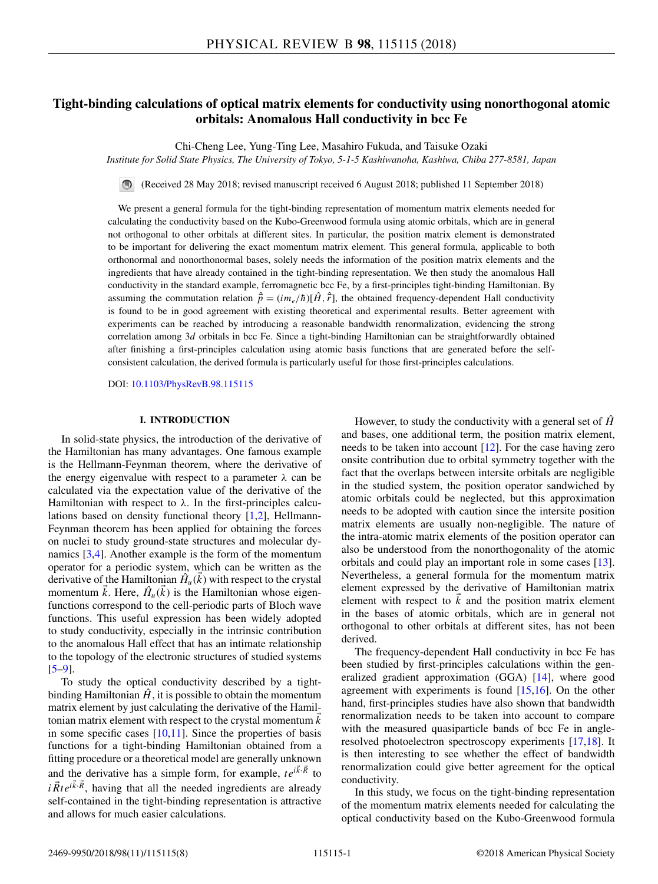# Tight-binding calculations of optical matrix elements for conductivity using nonorthogonal atomic orbitals: Anomalous Hall conductivity in bcc Fe

Chi-Cheng Lee, Yung-Ting Lee, Masahiro Fukuda, and Taisuke Ozaki

*Institute for Solid State Physics, The University of Tokyo, 5-1-5 Kashiwanoha, Kashiwa, Chiba 277-8581, Japan*

(Received 28 May 2018; revised manuscript received 6 August 2018; published 11 September 2018)

We present a general formula for the tight-binding representation of momentum matrix elements needed for calculating the conductivity based on the Kubo-Greenwood formula using atomic orbitals, which are in general not orthogonal to other orbitals at different sites. In particular, the position matrix element is demonstrated to be important for delivering the exact momentum matrix element. This general formula, applicable to both orthonormal and nonorthonormal bases, solely needs the information of the position matrix elements and the ingredients that have already contained in the tight-binding representation. We then study the anomalous Hall conductivity in the standard example, ferromagnetic bcc Fe, by a first-principles tight-binding Hamiltonian. By assuming the commutation relation $\hat{\vec{p}} = (im_e/\hbar)[\hat{H}, \hat{\vec{r}}]$, the obtained frequency-dependent Hall conductivity is found to be in good agreement with existing theoretical and experimental results. Better agreement with experiments can be reached by introducing a reasonable bandwidth renormalization, evidencing the strong correlation among $3d$ orbitals in bcc Fe. Since a tight-binding Hamiltonian can be straightforwardly obtained after finishing a first-principles calculation using atomic basis functions that are generated before the self-consistent calculation, the derived formula is particularly useful for those first-principles calculations.

DOI: 10.1103/PhysRevB.98.115115

## I. INTRODUCTION

In solid-state physics, the introduction of the derivative of the Hamiltonian has many advantages. One famous example is the Hellmann-Feynman theorem, where the derivative of the energy eigenvalue with respect to a parameter $\lambda$ can be calculated via the expectation value of the derivative of the Hamiltonian with respect to $\lambda$. In the first-principles calculations based on density functional theory [1,2], Hellmann-Feynman theorem has been applied for obtaining the forces on nuclei to study ground-state structures and molecular dynamics [3,4]. Another example is the form of the momentum operator for a periodic system, which can be written as the derivative of the Hamiltonian $\hat{H}_u(\vec{k})$ with respect to the crystal momentum $\vec{k}$. Here, $\hat{H}_u(\vec{k})$ is the Hamiltonian whose eigenfunctions correspond to the cell-periodic parts of Bloch wave functions. This useful expression has been widely adopted to study conductivity, especially in the intrinsic contribution to the anomalous Hall effect that has an intimate relationship to the topology of the electronic structures of studied systems [5–9].

To study the optical conductivity described by a tight-binding Hamiltonian $\hat{H}$, it is possible to obtain the momentum matrix element by just calculating the derivative of the Hamiltonian matrix element with respect to the crystal momentum $\vec{k}$ in some specific cases [10,11]. Since the properties of basis functions for a tight-binding Hamiltonian obtained from a fitting procedure or a theoretical model are generally unknown and the derivative has a simple form, for example, $te^{i\vec{k}\cdot\vec{R}}$ to $i\vec{R}te^{i\vec{k}\cdot\vec{R}}$, having that all the needed ingredients are already self-contained in the tight-binding representation is attractive and allows for much easier calculations.

However, to study the conductivity with a general set of $\hat{H}$ and bases, one additional term, the position matrix element, needs to be taken into account [12]. For the case having zero onsite contribution due to orbital symmetry together with the fact that the overlaps between intersite orbitals are negligible in the studied system, the position operator sandwiched by atomic orbitals could be neglected, but this approximation needs to be adopted with caution since the intersite position matrix elements are usually non-negligible. The nature of the intra-atomic matrix elements of the position operator can also be understood from the nonorthogonality of the atomic orbitals and could play an important role in some cases [13]. Nevertheless, a general formula for the momentum matrix element expressed by the derivative of Hamiltonian matrix element with respect to $\vec{k}$ and the position matrix element in the bases of atomic orbitals, which are in general not orthogonal to other orbitals at different sites, has not been derived.

The frequency-dependent Hall conductivity in bcc Fe has been studied by first-principles calculations within the generalized gradient approximation (GGA) [14], where good agreement with experiments is found [15,16]. On the other hand, first-principles studies have also shown that bandwidth renormalization needs to be taken into account to compare with the measured quasiparticle bands of bcc Fe in angle-resolved photoelectron spectroscopy experiments [17,18]. It is then interesting to see whether the effect of bandwidth renormalization could give better agreement for the optical conductivity.

In this study, we focus on the tight-binding representation of the momentum matrix elements needed for calculating the optical conductivity based on the Kubo-Greenwood formula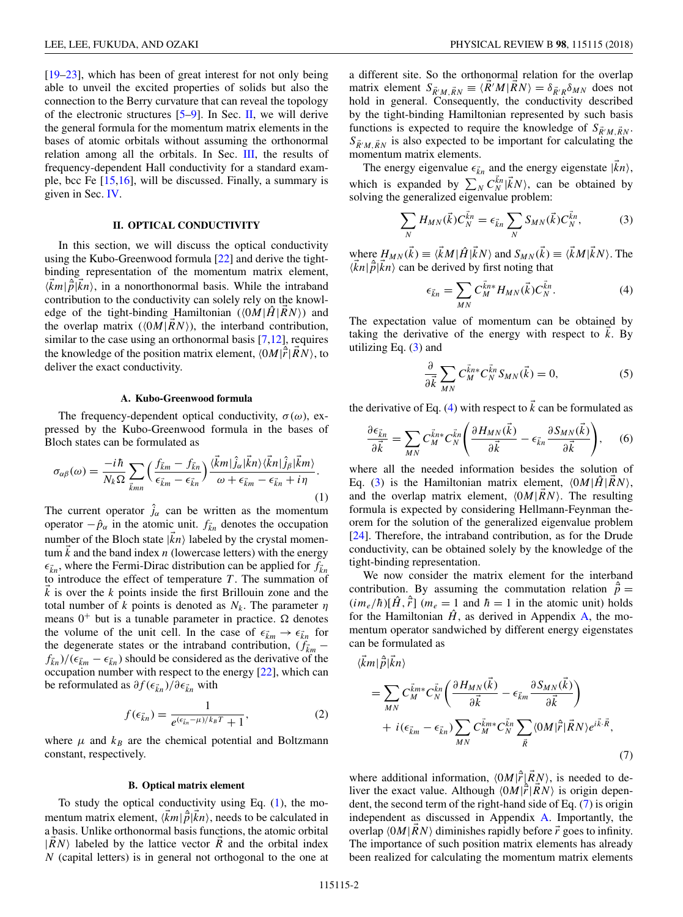[19–23], which has been of great interest for not only being able to unveil the excited properties of solids but also the connection to the Berry curvature that can reveal the topology of the electronic structures [5–9]. In Sec. II, we will derive the general formula for the momentum matrix elements in the bases of atomic orbitals without assuming the orthonormal relation among all the orbitals. In Sec. III, the results of frequency-dependent Hall conductivity for a standard example, bcc Fe [15,16], will be discussed. Finally, a summary is given in Sec. IV.

## II. OPTICAL CONDUCTIVITY

In this section, we will discuss the optical conductivity using the Kubo-Greenwood formula [22] and derive the tight-binding representation of the momentum matrix element, $\langle \vec{k}m|\hat{\vec{p}}|\vec{k}n\rangle$, in a nonorthonormal basis. While the intraband contribution to the conductivity can solely rely on the knowledge of the tight-binding Hamiltonian ($\langle 0M|\hat{H}|\vec{R}N\rangle$) and the overlap matrix ($\langle 0M|\vec{R}N\rangle$), the interband contribution, similar to the case using an orthonormal basis [7,12], requires the knowledge of the position matrix element, $\langle 0M|\hat{\vec{r}}|\vec{R}N\rangle$, to deliver the exact conductivity.

### A. Kubo-Greenwood formula

The frequency-dependent optical conductivity, $\sigma(\omega)$, expressed by the Kubo-Greenwood formula in the bases of Bloch states can be formulated as

$$\sigma_{\alpha\beta}(\omega) = \frac{-i\hbar}{N_k\Omega}\sum_{\vec{k}mn}\left(\frac{f_{\vec{k}m}-f_{\vec{k}n}}{\epsilon_{\vec{k}m}-\epsilon_{\vec{k}n}}\right)\frac{\langle \vec{k}m|\hat{j}_\alpha|\vec{k}n\rangle\langle \vec{k}n|\hat{j}_\beta|\vec{k}m\rangle}{\omega+\epsilon_{\vec{k}m}-\epsilon_{\vec{k}n}+i\eta}. \tag{1}$$

The current operator $\hat{j}_\alpha$ can be written as the momentum operator $-\hat{p}_\alpha$ in the atomic unit. $f_{\vec{k}n}$ denotes the occupation number of the Bloch state $|\vec{k}n\rangle$ labeled by the crystal momentum $\vec{k}$ and the band index $n$ (lowercase letters) with the energy $\epsilon_{\vec{k}n}$, where the Fermi-Dirac distribution can be applied for $f_{\vec{k}n}$ to introduce the effect of temperature $T$. The summation of $\vec{k}$ is over the $k$ points inside the first Brillouin zone and the total number of $k$ points is denoted as $N_k$. The parameter $\eta$ means $0^+$ but is a tunable parameter in practice. $\Omega$ denotes the volume of the unit cell. In the case of $\epsilon_{\vec{k}m} \to \epsilon_{\vec{k}n}$ for the degenerate states or the intraband contribution, $(f_{\vec{k}m}-f_{\vec{k}n})/(\epsilon_{\vec{k}m}-\epsilon_{\vec{k}n})$ should be considered as the derivative of the occupation number with respect to the energy [22], which can be reformulated as $\partial f(\epsilon_{\vec{k}n})/\partial\epsilon_{\vec{k}n}$ with

$$f(\epsilon_{\vec{k}n}) = \frac{1}{e^{(\epsilon_{\vec{k}n}-\mu)/k_BT}+1}, \tag{2}$$

where $\mu$ and $k_B$ are the chemical potential and Boltzmann constant, respectively.

### B. Optical matrix element

To study the optical conductivity using Eq. (1), the momentum matrix element, $\langle \vec{k}m|\hat{\vec{p}}|\vec{k}n\rangle$, needs to be calculated in a basis. Unlike orthonormal basis functions, the atomic orbital $|\vec{R}N\rangle$ labeled by the lattice vector $\vec{R}$ and the orbital index $N$ (capital letters) is in general not orthogonal to the one at a different site. So the orthonormal relation for the overlap matrix element $S_{\vec{R}'M,\vec{R}N} \equiv \langle \vec{R}'M|\vec{R}N\rangle = \delta_{\vec{R}'\vec{R}}\delta_{MN}$ does not hold in general. Consequently, the conductivity described by the tight-binding Hamiltonian represented by such basis functions is expected to require the knowledge of $S_{\vec{R}'M,\vec{R}N}$. $S_{\vec{R}'M,\vec{R}N}$ is also expected to be important for calculating the momentum matrix elements.

The energy eigenvalue $\epsilon_{\vec{k}n}$ and the energy eigenstate $|\vec{k}n\rangle$, which is expanded by $\sum_N C_N^{\vec{k}n}|\vec{k}N\rangle$, can be obtained by solving the generalized eigenvalue problem:

$$\sum_N H_{MN}(\vec{k})C_N^{\vec{k}n} = \epsilon_{\vec{k}n}\sum_N S_{MN}(\vec{k})C_N^{\vec{k}n}, \tag{3}$$

where $H_{MN}(\vec{k}) \equiv \langle \vec{k}M|\hat{H}|\vec{k}N\rangle$ and $S_{MN}(\vec{k}) \equiv \langle \vec{k}M|\vec{k}N\rangle$. The $\langle \vec{k}n|\hat{\vec{p}}|\vec{k}n\rangle$ can be derived by first noting that

$$\epsilon_{\vec{k}n} = \sum_{MN} C_M^{\vec{k}n*}H_{MN}(\vec{k})C_N^{\vec{k}n}. \tag{4}$$

The expectation value of momentum can be obtained by taking the derivative of the energy with respect to $\vec{k}$. By utilizing Eq. (3) and

$$\frac{\partial}{\partial\vec{k}}\sum_{MN} C_M^{\vec{k}n*}C_N^{\vec{k}n}S_{MN}(\vec{k}) = 0, \tag{5}$$

the derivative of Eq. (4) with respect to $\vec{k}$ can be formulated as

$$\frac{\partial\epsilon_{\vec{k}n}}{\partial\vec{k}} = \sum_{MN} C_M^{\vec{k}n*}C_N^{\vec{k}n}\left(\frac{\partial H_{MN}(\vec{k})}{\partial\vec{k}} - \epsilon_{\vec{k}n}\frac{\partial S_{MN}(\vec{k})}{\partial\vec{k}}\right), \tag{6}$$

where all the needed information besides the solution of Eq. (3) is the Hamiltonian matrix element, $\langle 0M|\hat{H}|\vec{R}N\rangle$, and the overlap matrix element, $\langle 0M|\vec{R}N\rangle$. The resulting formula is expected by considering Hellmann-Feynman theorem for the solution of the generalized eigenvalue problem [24]. Therefore, the intraband contribution, as for the Drude conductivity, can be obtained solely by the knowledge of the tight-binding representation.

We now consider the matrix element for the interband contribution. By assuming the commutation relation $\hat{\vec{p}} = (im_e/\hbar)[\hat{H},\hat{\vec{r}}]$ ($m_e = 1$ and $\hbar = 1$ in the atomic unit) holds for the Hamiltonian $\hat{H}$, as derived in Appendix A, the momentum operator sandwiched by different energy eigenstates can be formulated as

$$\begin{aligned}
&\langle \vec{k}m|\hat{\vec{p}}|\vec{k}n\rangle \\
&= \sum_{MN} C_M^{\vec{k}m*}C_N^{\vec{k}n}\left(\frac{\partial H_{MN}(\vec{k})}{\partial\vec{k}} - \epsilon_{\vec{k}m}\frac{\partial S_{MN}(\vec{k})}{\partial\vec{k}}\right) \\
&\quad + i(\epsilon_{\vec{k}m}-\epsilon_{\vec{k}n})\sum_{MN} C_M^{\vec{k}m*}C_N^{\vec{k}n}\sum_{\vec{R}}\langle 0M|\hat{\vec{r}}|\vec{R}N\rangle e^{i\vec{k}\cdot\vec{R}},
\end{aligned} \tag{7}$$

where additional information, $\langle 0M|\hat{\vec{r}}|\vec{R}N\rangle$, is needed to deliver the exact value. Although $\langle 0M|\hat{\vec{r}}|\vec{R}N\rangle$ is origin dependent, the second term of the right-hand side of Eq. (7) is origin independent as discussed in Appendix A. Importantly, the overlap $\langle 0M|\vec{R}N\rangle$ diminishes rapidly before $\vec{r}$ goes to infinity. The importance of such position matrix elements has already been realized for calculating the momentum matrix elements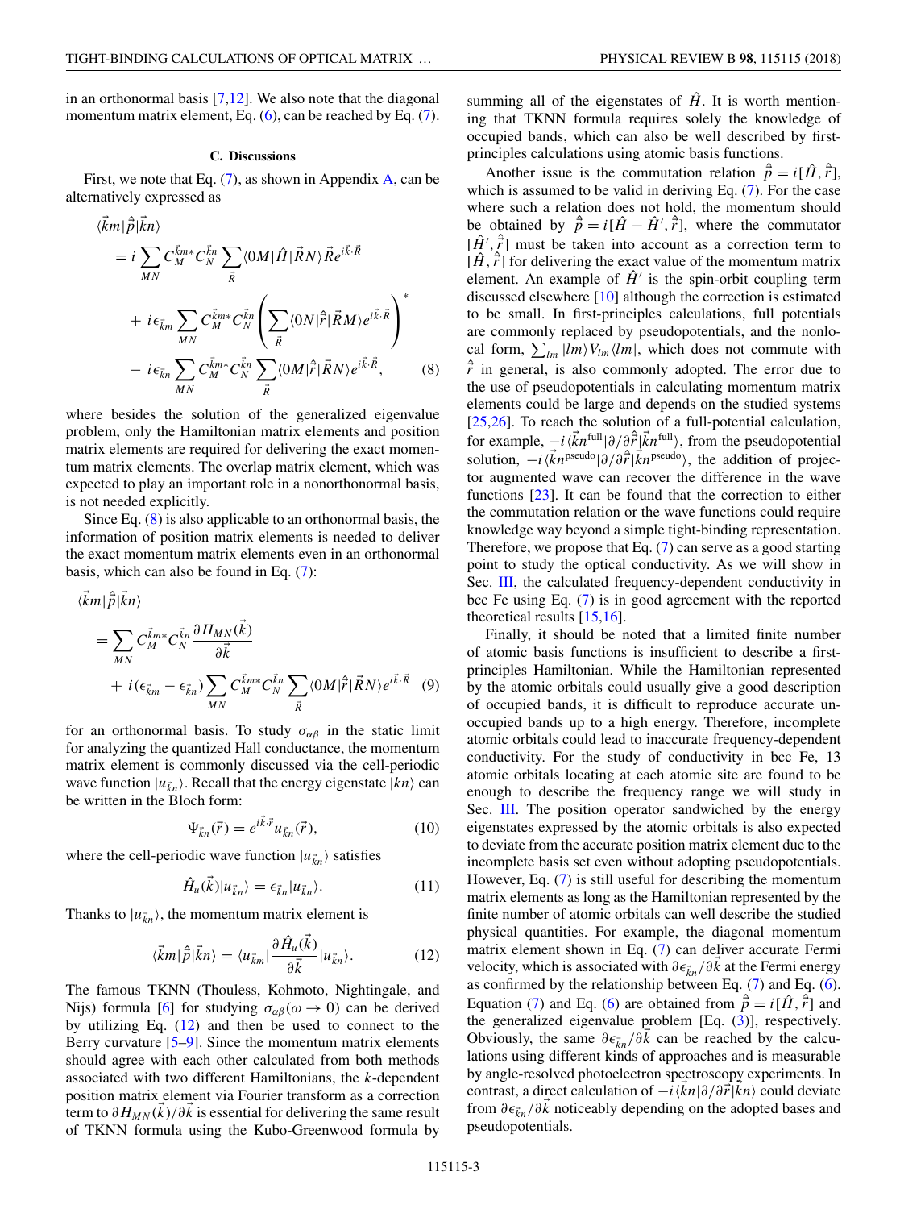in an orthonormal basis [7,12]. We also note that the diagonal momentum matrix element, Eq. (6), can be reached by Eq. (7).

### C. Discussions

First, we note that Eq. (7), as shown in Appendix A, can be alternatively expressed as

$$\begin{aligned}
&\langle \vec{k}m|\hat{\vec{p}}|\vec{k}n\rangle \\
&= i\sum_{MN} C_M^{\vec{k}m*} C_N^{\vec{k}n} \sum_{\vec{R}} \langle 0M|\hat{H}|\vec{R}N\rangle \vec{R} e^{i\vec{k}\cdot\vec{R}} \\
&\quad + i\epsilon_{\vec{k}m} \sum_{MN} C_M^{\vec{k}m*} C_N^{\vec{k}n} \left( \sum_{\vec{R}} \langle 0N|\hat{\vec{r}}|\vec{R}M\rangle e^{i\vec{k}\cdot\vec{R}} \right)^* \\
&\quad - i\epsilon_{\vec{k}n} \sum_{MN} C_M^{\vec{k}m*} C_N^{\vec{k}n} \sum_{\vec{R}} \langle 0M|\hat{\vec{r}}|\vec{R}N\rangle e^{i\vec{k}\cdot\vec{R}}, \quad (8)
\end{aligned}$$

where besides the solution of the generalized eigenvalue problem, only the Hamiltonian matrix elements and position matrix elements are required for delivering the exact momentum matrix elements. The overlap matrix element, which was expected to play an important role in a nonorthonormal basis, is not needed explicitly.

Since Eq. (8) is also applicable to an orthonormal basis, the information of position matrix elements is needed to deliver the exact momentum matrix elements even in an orthonormal basis, which can also be found in Eq. (7):

$$\begin{aligned}
&\langle \vec{k}m|\hat{\vec{p}}|\vec{k}n\rangle \\
&= \sum_{MN} C_M^{\vec{k}m*} C_N^{\vec{k}n} \frac{\partial H_{MN}(\vec{k})}{\partial \vec{k}} \\
&\quad + i(\epsilon_{\vec{k}m} - \epsilon_{\vec{k}n}) \sum_{MN} C_M^{\vec{k}m*} C_N^{\vec{k}n} \sum_{\vec{R}} \langle 0M|\hat{\vec{r}}|\vec{R}N\rangle e^{i\vec{k}\cdot\vec{R}} \quad (9)
\end{aligned}$$

for an orthonormal basis. To study $\sigma_{\alpha\beta}$ in the static limit for analyzing the quantized Hall conductance, the momentum matrix element is commonly discussed via the cell-periodic wave function $|u_{\vec{k}n}\rangle$. Recall that the energy eigenstate $|kn\rangle$ can be written in the Bloch form:

$$\Psi_{\vec{k}n}(\vec{r}) = e^{i\vec{k}\cdot\vec{r}} u_{\vec{k}n}(\vec{r}), \quad (10)$$

where the cell-periodic wave function $|u_{\vec{k}n}\rangle$ satisfies

$$\hat{H}_u(\vec{k})|u_{\vec{k}n}\rangle = \epsilon_{\vec{k}n}|u_{\vec{k}n}\rangle. \quad (11)$$

Thanks to $|u_{\vec{k}n}\rangle$, the momentum matrix element is

$$\langle \vec{k}m|\hat{\vec{p}}|\vec{k}n\rangle = \langle u_{\vec{k}m}|\frac{\partial \hat{H}_u(\vec{k})}{\partial \vec{k}}|u_{\vec{k}n}\rangle. \quad (12)$$

The famous TKNN (Thouless, Kohmoto, Nightingale, and Nijs) formula [6] for studying $\sigma_{\alpha\beta}(\omega \to 0)$ can be derived by utilizing Eq. (12) and then be used to connect to the Berry curvature [5–9]. Since the momentum matrix elements should agree with each other calculated from both methods associated with two different Hamiltonians, the $k$-dependent position matrix element via Fourier transform as a correction term to $\partial H_{MN}(\vec{k})/\partial\vec{k}$ is essential for delivering the same result of TKNN formula using the Kubo-Greenwood formula by summing all of the eigenstates of $\hat{H}$. It is worth mentioning that TKNN formula requires solely the knowledge of occupied bands, which can also be well described by first-principles calculations using atomic basis functions.

Another issue is the commutation relation $\hat{\vec{p}} = i[\hat{H}, \hat{\vec{r}}]$, which is assumed to be valid in deriving Eq. (7). For the case where such a relation does not hold, the momentum should be obtained by $\hat{\vec{p}} = i[\hat{H} - \hat{H}', \hat{\vec{r}}]$, where the commutator $[\hat{H}', \hat{\vec{r}}]$ must be taken into account as a correction term to $[\hat{H}, \hat{\vec{r}}]$ for delivering the exact value of the momentum matrix element. An example of $\hat{H}'$ is the spin-orbit coupling term discussed elsewhere [10] although the correction is estimated to be small. In first-principles calculations, full potentials are commonly replaced by pseudopotentials, and the nonlocal form, $\sum_{lm} |lm\rangle V_{lm} \langle lm|$, which does not commute with $\hat{\vec{r}}$ in general, is also commonly adopted. The error due to the use of pseudopotentials in calculating momentum matrix elements could be large and depends on the studied systems [25,26]. To reach the solution of a full-potential calculation, for example, $-i\langle \vec{k}n^{\text{full}}|\partial/\partial\hat{\vec{r}}|\vec{k}n^{\text{full}}\rangle$, from the pseudopotential solution, $-i\langle \vec{k}n^{\text{pseudo}}|\partial/\partial\hat{\vec{r}}|\vec{k}n^{\text{pseudo}}\rangle$, the addition of projector augmented wave can recover the difference in the wave functions [23]. It can be found that the correction to either the commutation relation or the wave functions could require knowledge way beyond a simple tight-binding representation. Therefore, we propose that Eq. (7) can serve as a good starting point to study the optical conductivity. As we will show in Sec. III, the calculated frequency-dependent conductivity in bcc Fe using Eq. (7) is in good agreement with the reported theoretical results [15,16].

Finally, it should be noted that a limited finite number of atomic basis functions is insufficient to describe a first-principles Hamiltonian. While the Hamiltonian represented by the atomic orbitals could usually give a good description of occupied bands, it is difficult to reproduce accurate unoccupied bands up to a high energy. Therefore, incomplete atomic orbitals could lead to inaccurate frequency-dependent conductivity. For the study of conductivity in bcc Fe, 13 atomic orbitals locating at each atomic site are found to be enough to describe the frequency range we will study in Sec. III. The position operator sandwiched by the energy eigenstates expressed by the atomic orbitals is also expected to deviate from the accurate position matrix element due to the incomplete basis set even without adopting pseudopotentials. However, Eq. (7) is still useful for describing the momentum matrix elements as long as the Hamiltonian represented by the finite number of atomic orbitals can well describe the studied physical quantities. For example, the diagonal momentum matrix element shown in Eq. (7) can deliver accurate Fermi velocity, which is associated with $\partial\epsilon_{\vec{k}n}/\partial\vec{k}$ at the Fermi energy as confirmed by the relationship between Eq. (7) and Eq. (6). Equation (7) and Eq. (6) are obtained from $\hat{\vec{p}} = i[\hat{H}, \hat{\vec{r}}]$ and the generalized eigenvalue problem [Eq. (3)], respectively. Obviously, the same $\partial\epsilon_{\vec{k}n}/\partial\vec{k}$ can be reached by the calculations using different kinds of approaches and is measurable by angle-resolved photoelectron spectroscopy experiments. In contrast, a direct calculation of $-i\langle \vec{k}n|\partial/\partial\vec{r}|\vec{k}n\rangle$ could deviate from $\partial\epsilon_{\vec{k}n}/\partial\vec{k}$ noticeably depending on the adopted bases and pseudopotentials.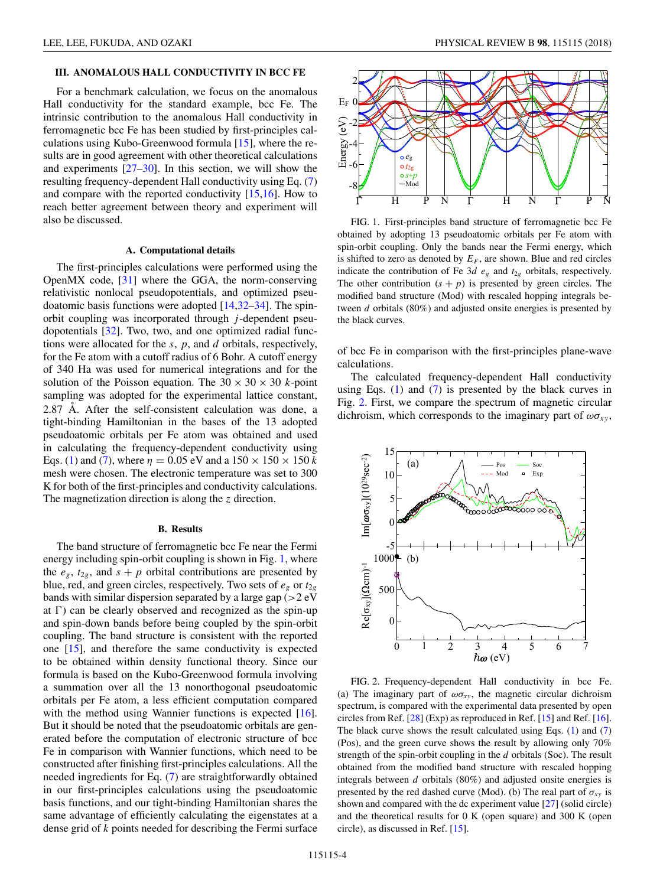## III. ANOMALOUS HALL CONDUCTIVITY IN BCC FE

For a benchmark calculation, we focus on the anomalous Hall conductivity for the standard example, bcc Fe. The intrinsic contribution to the anomalous Hall conductivity in ferromagnetic bcc Fe has been studied by first-principles calculations using Kubo-Greenwood formula [15], where the results are in good agreement with other theoretical calculations and experiments [27–30]. In this section, we will show the resulting frequency-dependent Hall conductivity using Eq. (7) and compare with the reported conductivity [15,16]. How to reach better agreement between theory and experiment will also be discussed.

### A. Computational details

The first-principles calculations were performed using the OpenMX code, [31] where the GGA, the norm-conserving relativistic nonlocal pseudopotentials, and optimized pseudoatomic basis functions were adopted [14,32–34]. The spin-orbit coupling was incorporated through $j$-dependent pseudopotentials [32]. Two, two, and one optimized radial functions were allocated for the $s$, $p$, and $d$ orbitals, respectively, for the Fe atom with a cutoff radius of 6 Bohr. A cutoff energy of 340 Ha was used for numerical integrations and for the solution of the Poisson equation. The $30 \times 30 \times 30$ $k$-point sampling was adopted for the experimental lattice constant, 2.87 Å. After the self-consistent calculation was done, a tight-binding Hamiltonian in the bases of the 13 adopted pseudoatomic orbitals per Fe atom was obtained and used in calculating the frequency-dependent conductivity using Eqs. (1) and (7), where $\eta = 0.05$ eV and a $150 \times 150 \times 150$ $k$ mesh were chosen. The electronic temperature was set to 300 K for both of the first-principles and conductivity calculations. The magnetization direction is along the $z$ direction.

### B. Results

The band structure of ferromagnetic bcc Fe near the Fermi energy including spin-orbit coupling is shown in Fig. 1, where the $e_g$, $t_{2g}$, and $s + p$ orbital contributions are presented by blue, red, and green circles, respectively. Two sets of $e_g$ or $t_{2g}$ bands with similar dispersion separated by a large gap (>2 eV at Γ) can be clearly observed and recognized as the spin-up and spin-down bands before being coupled by the spin-orbit coupling. The band structure is consistent with the reported one [15], and therefore the same conductivity is expected to be obtained within density functional theory. Since our formula is based on the Kubo-Greenwood formula involving a summation over all the 13 nonorthogonal pseudoatomic orbitals per Fe atom, a less efficient computation compared with the method using Wannier functions is expected [16]. But it should be noted that the pseudoatomic orbitals are generated before the computation of electronic structure of bcc Fe in comparison with Wannier functions, which need to be constructed after finishing first-principles calculations. All the needed ingredients for Eq. (7) are straightforwardly obtained in our first-principles calculations using the pseudoatomic basis functions, and our tight-binding Hamiltonian shares the same advantage of efficiently calculating the eigenstates at a dense grid of $k$ points needed for describing the Fermi surface of bcc Fe in comparison with the first-principles plane-wave calculations.

E$_F$ 0
Energy (eV)
2, -2, -4, -6, -8
Γ H P N Γ H N Γ P N
$e_g$
$t_{2g}$
$s+p$
Mod

FIG. 1. First-principles band structure of ferromagnetic bcc Fe obtained by adopting 13 pseudoatomic orbitals per Fe atom with spin-orbit coupling. Only the bands near the Fermi energy, which is shifted to zero as denoted by $E_F$, are shown. Blue and red circles indicate the contribution of Fe 3$d$ $e_g$ and $t_{2g}$ orbitals, respectively. The other contribution ($s + p$) is presented by green circles. The modified band structure (Mod) with rescaled hopping integrals between $d$ orbitals (80%) and adjusted onsite energies is presented by the black curves.

The calculated frequency-dependent Hall conductivity using Eqs. (1) and (7) is presented by the black curves in Fig. 2. First, we compare the spectrum of magnetic circular dichroism, which corresponds to the imaginary part of $\omega\sigma_{xy}$,

(a)
Im[$\omega\sigma_{xy}$](10$^{29}$sec$^{-2}$)
15, 10, 5, 0, -5
Pos, Soc, Mod, Exp
(b)
Re[$\sigma_{xy}$](Ωcm)$^{-1}$
1000, 500, 0
0 1 2 3 4 5 6 7
$\hbar\omega$ (eV)

FIG. 2. Frequency-dependent Hall conductivity in bcc Fe. (a) The imaginary part of $\omega\sigma_{xy}$, the magnetic circular dichroism spectrum, is compared with the experimental data presented by open circles from Ref. [28] (Exp) as reproduced in Ref. [15] and Ref. [16]. The black curve shows the result calculated using Eqs. (1) and (7) (Pos), and the green curve shows the result by allowing only 70% strength of the spin-orbit coupling in the $d$ orbitals (Soc). The result obtained from the modified band structure with rescaled hopping integrals between $d$ orbitals (80%) and adjusted onsite energies is presented by the red dashed curve (Mod). (b) The real part of $\sigma_{xy}$ is shown and compared with the dc experiment value [27] (solid circle) and the theoretical results for 0 K (open square) and 300 K (open circle), as discussed in Ref. [15].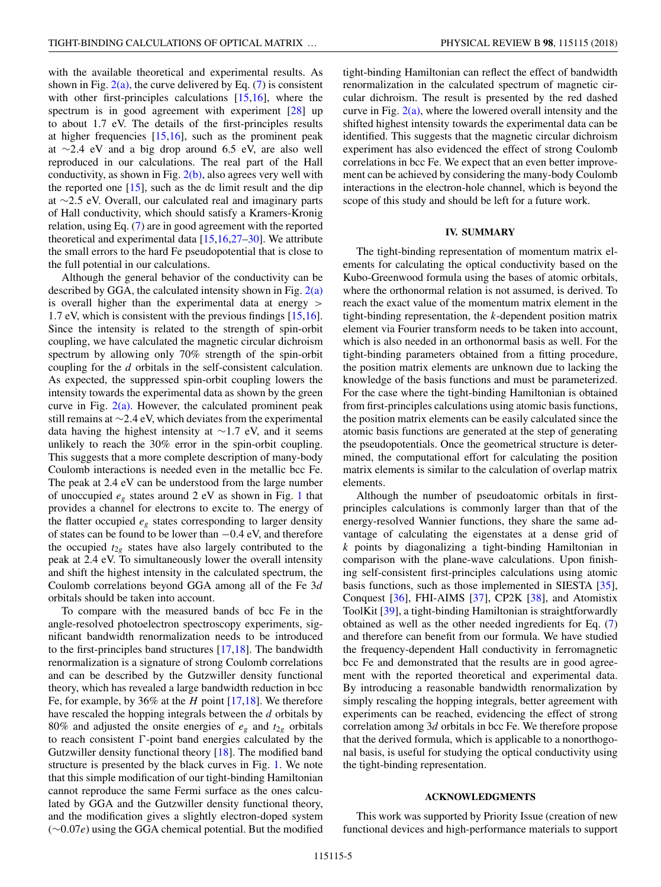with the available theoretical and experimental results. As shown in Fig. 2(a), the curve delivered by Eq. (7) is consistent with other first-principles calculations [15,16], where the spectrum is in good agreement with experiment [28] up to about 1.7 eV. The details of the first-principles results at higher frequencies [15,16], such as the prominent peak at ∼2.4 eV and a big drop around 6.5 eV, are also well reproduced in our calculations. The real part of the Hall conductivity, as shown in Fig. 2(b), also agrees very well with the reported one [15], such as the dc limit result and the dip at ∼2.5 eV. Overall, our calculated real and imaginary parts of Hall conductivity, which should satisfy a Kramers-Kronig relation, using Eq. (7) are in good agreement with the reported theoretical and experimental data [15,16,27–30]. We attribute the small errors to the hard Fe pseudopotential that is close to the full potential in our calculations.

Although the general behavior of the conductivity can be described by GGA, the calculated intensity shown in Fig. 2(a) is overall higher than the experimental data at energy $>$ 1.7 eV, which is consistent with the previous findings [15,16]. Since the intensity is related to the strength of spin-orbit coupling, we have calculated the magnetic circular dichroism spectrum by allowing only 70% strength of the spin-orbit coupling for the $d$ orbitals in the self-consistent calculation. As expected, the suppressed spin-orbit coupling lowers the intensity towards the experimental data as shown by the green curve in Fig. 2(a). However, the calculated prominent peak still remains at ∼2.4 eV, which deviates from the experimental data having the highest intensity at ∼1.7 eV, and it seems unlikely to reach the 30% error in the spin-orbit coupling. This suggests that a more complete description of many-body Coulomb interactions is needed even in the metallic bcc Fe. The peak at 2.4 eV can be understood from the large number of unoccupied $e_g$ states around 2 eV as shown in Fig. 1 that provides a channel for electrons to excite to. The energy of the flatter occupied $e_g$ states corresponding to larger density of states can be found to be lower than −0.4 eV, and therefore the occupied $t_{2g}$ states have also largely contributed to the peak at 2.4 eV. To simultaneously lower the overall intensity and shift the highest intensity in the calculated spectrum, the Coulomb correlations beyond GGA among all of the Fe 3$d$ orbitals should be taken into account.

To compare with the measured bands of bcc Fe in the angle-resolved photoelectron spectroscopy experiments, significant bandwidth renormalization needs to be introduced to the first-principles band structures [17,18]. The bandwidth renormalization is a signature of strong Coulomb correlations and can be described by the Gutzwiller density functional theory, which has revealed a large bandwidth reduction in bcc Fe, for example, by 36% at the $H$ point [17,18]. We therefore have rescaled the hopping integrals between the $d$ orbitals by 80% and adjusted the onsite energies of $e_g$ and $t_{2g}$ orbitals to reach consistent Γ-point band energies calculated by the Gutzwiller density functional theory [18]. The modified band structure is presented by the black curves in Fig. 1. We note that this simple modification of our tight-binding Hamiltonian cannot reproduce the same Fermi surface as the ones calculated by GGA and the Gutzwiller density functional theory, and the modification gives a slightly electron-doped system (∼0.07$e$) using the GGA chemical potential. But the modified tight-binding Hamiltonian can reflect the effect of bandwidth renormalization in the calculated spectrum of magnetic circular dichroism. The result is presented by the red dashed curve in Fig. 2(a), where the lowered overall intensity and the shifted highest intensity towards the experimental data can be identified. This suggests that the magnetic circular dichroism experiment has also evidenced the effect of strong Coulomb correlations in bcc Fe. We expect that an even better improvement can be achieved by considering the many-body Coulomb interactions in the electron-hole channel, which is beyond the scope of this study and should be left for a future work.

## IV. SUMMARY

The tight-binding representation of momentum matrix elements for calculating the optical conductivity based on the Kubo-Greenwood formula using the bases of atomic orbitals, where the orthonormal relation is not assumed, is derived. To reach the exact value of the momentum matrix element in the tight-binding representation, the $k$-dependent position matrix element via Fourier transform needs to be taken into account, which is also needed in an orthonormal basis as well. For the tight-binding parameters obtained from a fitting procedure, the position matrix elements are unknown due to lacking the knowledge of the basis functions and must be parameterized. For the case where the tight-binding Hamiltonian is obtained from first-principles calculations using atomic basis functions, the position matrix elements can be easily calculated since the atomic basis functions are generated at the step of generating the pseudopotentials. Once the geometrical structure is determined, the computational effort for calculating the position matrix elements is similar to the calculation of overlap matrix elements.

Although the number of pseudoatomic orbitals in first-principles calculations is commonly larger than that of the energy-resolved Wannier functions, they share the same advantage of calculating the eigenstates at a dense grid of $k$ points by diagonalizing a tight-binding Hamiltonian in comparison with the plane-wave calculations. Upon finishing self-consistent first-principles calculations using atomic basis functions, such as those implemented in SIESTA [35], Conquest [36], FHI-AIMS [37], CP2K [38], and Atomistix ToolKit [39], a tight-binding Hamiltonian is straightforwardly obtained as well as the other needed ingredients for Eq. (7) and therefore can benefit from our formula. We have studied the frequency-dependent Hall conductivity in ferromagnetic bcc Fe and demonstrated that the results are in good agreement with the reported theoretical and experimental data. By introducing a reasonable bandwidth renormalization by simply rescaling the hopping integrals, better agreement with experiments can be reached, evidencing the effect of strong correlation among 3$d$ orbitals in bcc Fe. We therefore propose that the derived formula, which is applicable to a nonorthogonal basis, is useful for studying the optical conductivity using the tight-binding representation.

## ACKNOWLEDGMENTS

This work was supported by Priority Issue (creation of new functional devices and high-performance materials to support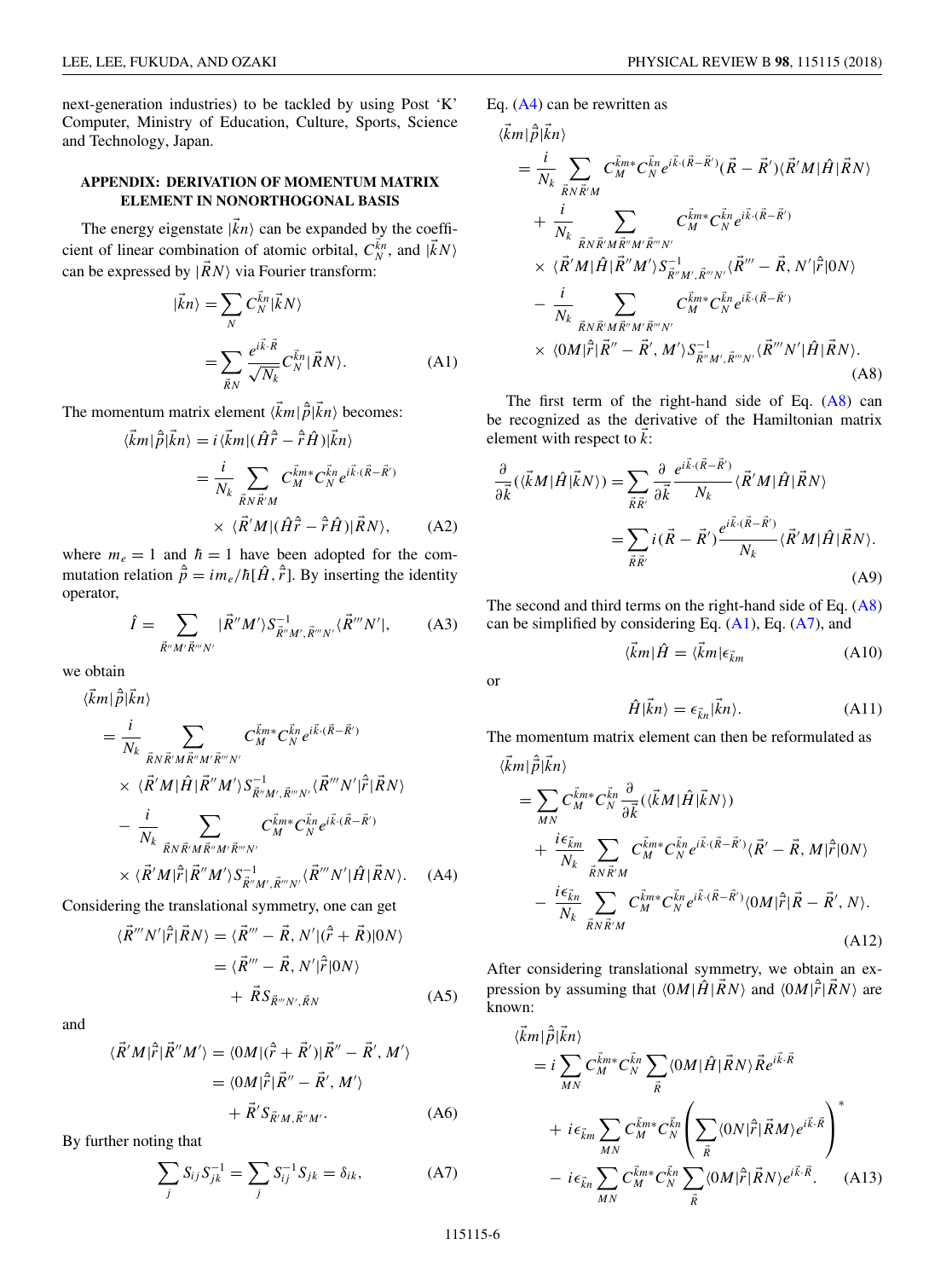next-generation industries) to be tackled by using Post 'K' Computer, Ministry of Education, Culture, Sports, Science and Technology, Japan.

## APPENDIX: DERIVATION OF MOMENTUM MATRIX ELEMENT IN NONORTHOGONAL BASIS

The energy eigenstate $|\vec{k}n\rangle$ can be expanded by the coefficient of linear combination of atomic orbital, $C_N^{\vec{k}n}$, and $|\vec{k}N\rangle$ can be expressed by $|\vec{R}N\rangle$ via Fourier transform:

$$|\vec{k}n\rangle = \sum_N C_N^{\vec{k}n}|\vec{k}N\rangle = \sum_{\vec{R}N} \frac{e^{i\vec{k}\cdot\vec{R}}}{\sqrt{N_k}} C_N^{\vec{k}n}|\vec{R}N\rangle. \quad \text{(A1)}$$

The momentum matrix element $\langle\vec{k}m|\hat{\vec{p}}|\vec{k}n\rangle$ becomes:

$$\langle\vec{k}m|\hat{\vec{p}}|\vec{k}n\rangle = i\langle\vec{k}m|(\hat{H}\hat{\vec{r}} - \hat{\vec{r}}\hat{H})|\vec{k}n\rangle = \frac{i}{N_k}\sum_{\vec{R}N\vec{R}'M} C_M^{\vec{k}m*}C_N^{\vec{k}n}e^{i\vec{k}\cdot(\vec{R}-\vec{R}')} \times \langle\vec{R}'M|(\hat{H}\hat{\vec{r}} - \hat{\vec{r}}\hat{H})|\vec{R}N\rangle, \quad \text{(A2)}$$

where $m_e = 1$ and $\hbar = 1$ have been adopted for the commutation relation $\hat{\vec{p}} = im_e/\hbar[\hat{H}, \hat{\vec{r}}]$. By inserting the identity operator,

$$\hat{I} = \sum_{\vec{R}''M'\vec{R}'''N'} |\vec{R}''M'\rangle S^{-1}_{\vec{R}''M',\vec{R}'''N'}\langle\vec{R}'''N'|, \quad \text{(A3)}$$

we obtain

$$\begin{aligned}
\langle\vec{k}m|\hat{\vec{p}}|\vec{k}n\rangle
&= \frac{i}{N_k}\sum_{\vec{R}N\vec{R}'M\vec{R}''M'\vec{R}'''N'} C_M^{\vec{k}m*}C_N^{\vec{k}n}e^{i\vec{k}\cdot(\vec{R}-\vec{R}')} \\
&\quad\times \langle\vec{R}'M|\hat{H}|\vec{R}''M'\rangle S^{-1}_{\vec{R}''M',\vec{R}'''N'}\langle\vec{R}'''N'|\hat{\vec{r}}|\vec{R}N\rangle \\
&\quad- \frac{i}{N_k}\sum_{\vec{R}N\vec{R}'M\vec{R}''M'\vec{R}'''N'} C_M^{\vec{k}m*}C_N^{\vec{k}n}e^{i\vec{k}\cdot(\vec{R}-\vec{R}')} \\
&\quad\times \langle\vec{R}'M|\hat{\vec{r}}|\vec{R}''M'\rangle S^{-1}_{\vec{R}''M',\vec{R}'''N'}\langle\vec{R}'''N'|\hat{H}|\vec{R}N\rangle. \quad \text{(A4)}
\end{aligned}$$

Considering the translational symmetry, one can get

$$\begin{aligned}
\langle\vec{R}'''N'|\hat{\vec{r}}|\vec{R}N\rangle &= \langle\vec{R}''' - \vec{R}, N'|(\hat{\vec{r}} + \vec{R})|0N\rangle \\
&= \langle\vec{R}''' - \vec{R}, N'|\hat{\vec{r}}|0N\rangle + \vec{R}S_{\vec{R}'''N',\vec{R}N} \quad \text{(A5)}
\end{aligned}$$

and

$$\begin{aligned}
\langle\vec{R}'M|\hat{\vec{r}}|\vec{R}''M'\rangle &= \langle 0M|(\hat{\vec{r}} + \vec{R}')|\vec{R}'' - \vec{R}', M'\rangle \\
&= \langle 0M|\hat{\vec{r}}|\vec{R}'' - \vec{R}', M'\rangle + \vec{R}'S_{\vec{R}'M,\vec{R}''M'}. \quad \text{(A6)}
\end{aligned}$$

By further noting that

$$\sum_j S_{ij}S^{-1}_{jk} = \sum_j S^{-1}_{ij}S_{jk} = \delta_{ik}, \quad \text{(A7)}$$

Eq. (A4) can be rewritten as

$$\begin{aligned}
\langle\vec{k}m|\hat{\vec{p}}|\vec{k}n\rangle
&= \frac{i}{N_k}\sum_{\vec{R}N\vec{R}'M} C_M^{\vec{k}m*}C_N^{\vec{k}n}e^{i\vec{k}\cdot(\vec{R}-\vec{R}')}(\vec{R}-\vec{R}')\langle\vec{R}'M|\hat{H}|\vec{R}N\rangle \\
&\quad+ \frac{i}{N_k}\sum_{\vec{R}N\vec{R}'M\vec{R}''M'\vec{R}'''N'} C_M^{\vec{k}m*}C_N^{\vec{k}n}e^{i\vec{k}\cdot(\vec{R}-\vec{R}')} \\
&\quad\times \langle\vec{R}'M|\hat{H}|\vec{R}''M'\rangle S^{-1}_{\vec{R}''M',\vec{R}'''N'}\langle\vec{R}''' - \vec{R}, N'|\hat{\vec{r}}|0N\rangle \\
&\quad- \frac{i}{N_k}\sum_{\vec{R}N\vec{R}'M\vec{R}''M'\vec{R}'''N'} C_M^{\vec{k}m*}C_N^{\vec{k}n}e^{i\vec{k}\cdot(\vec{R}-\vec{R}')} \\
&\quad\times \langle 0M|\hat{\vec{r}}|\vec{R}'' - \vec{R}', M'\rangle S^{-1}_{\vec{R}''M',\vec{R}'''N'}\langle\vec{R}'''N'|\hat{H}|\vec{R}N\rangle. \quad \text{(A8)}
\end{aligned}$$

The first term of the right-hand side of Eq. (A8) can be recognized as the derivative of the Hamiltonian matrix element with respect to $\vec{k}$:

$$\begin{aligned}
\frac{\partial}{\partial\vec{k}}(\langle\vec{k}M|\hat{H}|\vec{k}N\rangle) &= \sum_{\vec{R}\vec{R}'}\frac{\partial}{\partial\vec{k}}\frac{e^{i\vec{k}\cdot(\vec{R}-\vec{R}')}}{N_k}\langle\vec{R}'M|\hat{H}|\vec{R}N\rangle \\
&= \sum_{\vec{R}\vec{R}'} i(\vec{R}-\vec{R}')\frac{e^{i\vec{k}\cdot(\vec{R}-\vec{R}')}}{N_k}\langle\vec{R}'M|\hat{H}|\vec{R}N\rangle. \quad \text{(A9)}
\end{aligned}$$

The second and third terms on the right-hand side of Eq. (A8) can be simplified by considering Eq. (A1), Eq. (A7), and

$$\langle\vec{k}m|\hat{H} = \langle\vec{k}m|\epsilon_{\vec{k}m} \quad \text{(A10)}$$

or

$$\hat{H}|\vec{k}n\rangle = \epsilon_{\vec{k}n}|\vec{k}n\rangle. \quad \text{(A11)}$$

The momentum matrix element can then be reformulated as

$$\begin{aligned}
\langle\vec{k}m|\hat{\vec{p}}|\vec{k}n\rangle
&= \sum_{MN} C_M^{\vec{k}m*}C_N^{\vec{k}n}\frac{\partial}{\partial\vec{k}}(\langle\vec{k}M|\hat{H}|\vec{k}N\rangle) \\
&\quad+ \frac{i\epsilon_{\vec{k}m}}{N_k}\sum_{\vec{R}N\vec{R}'M} C_M^{\vec{k}m*}C_N^{\vec{k}n}e^{i\vec{k}\cdot(\vec{R}-\vec{R}')}\langle\vec{R}' - \vec{R}, M|\hat{\vec{r}}|0N\rangle \\
&\quad- \frac{i\epsilon_{\vec{k}n}}{N_k}\sum_{\vec{R}N\vec{R}'M} C_M^{\vec{k}m*}C_N^{\vec{k}n}e^{i\vec{k}\cdot(\vec{R}-\vec{R}')}\langle 0M|\hat{\vec{r}}|\vec{R} - \vec{R}', N\rangle. \quad \text{(A12)}
\end{aligned}$$

After considering translational symmetry, we obtain an expression by assuming that $\langle 0M|\hat{H}|\vec{R}N\rangle$ and $\langle 0M|\hat{\vec{r}}|\vec{R}N\rangle$ are known:

$$\begin{aligned}
\langle\vec{k}m|\hat{\vec{p}}|\vec{k}n\rangle
&= i\sum_{MN} C_M^{\vec{k}m*}C_N^{\vec{k}n}\sum_{\vec{R}}\langle 0M|\hat{H}|\vec{R}N\rangle\vec{R}e^{i\vec{k}\cdot\vec{R}} \\
&\quad+ i\epsilon_{\vec{k}m}\sum_{MN} C_M^{\vec{k}m*}C_N^{\vec{k}n}\left(\sum_{\vec{R}}\langle 0N|\hat{\vec{r}}|\vec{R}M\rangle e^{i\vec{k}\cdot\vec{R}}\right)^* \\
&\quad- i\epsilon_{\vec{k}n}\sum_{MN} C_M^{\vec{k}m*}C_N^{\vec{k}n}\sum_{\vec{R}}\langle 0M|\hat{\vec{r}}|\vec{R}N\rangle e^{i\vec{k}\cdot\vec{R}}. \quad \text{(A13)}
\end{aligned}$$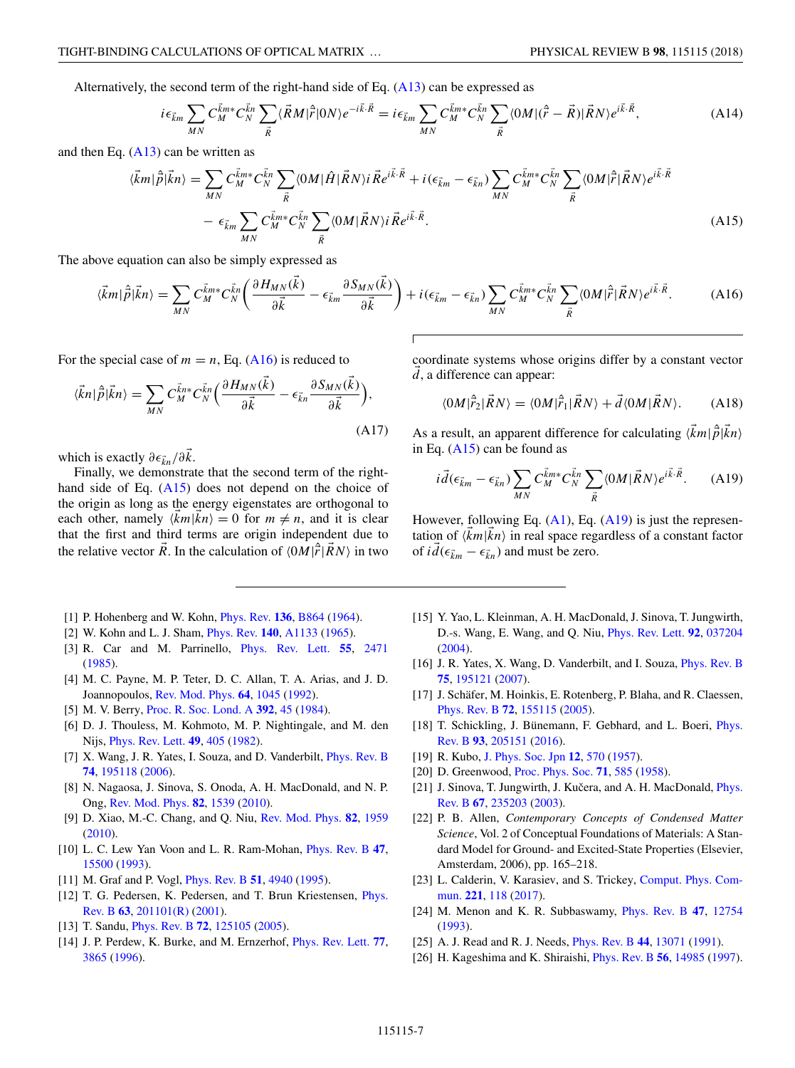Alternatively, the second term of the right-hand side of Eq. (A13) can be expressed as

$$i\epsilon_{\vec{k}m}\sum_{MN}C_M^{\vec{k}m*}C_N^{\vec{k}n}\sum_{\vec{R}}\langle\vec{R}M|\hat{\vec{r}}|0N\rangle e^{-i\vec{k}\cdot\vec{R}} = i\epsilon_{\vec{k}m}\sum_{MN}C_M^{\vec{k}m*}C_N^{\vec{k}n}\sum_{\vec{R}}\langle 0M|(\hat{\vec{r}}-\vec{R})|\vec{R}N\rangle e^{i\vec{k}\cdot\vec{R}}, \tag{A14}$$

and then Eq. (A13) can be written as

$$\begin{aligned}\langle\vec{k}m|\hat{\vec{p}}|\vec{k}n\rangle = {} & \sum_{MN}C_M^{\vec{k}m*}C_N^{\vec{k}n}\sum_{\vec{R}}\langle 0M|\hat{H}|\vec{R}N\rangle i\vec{R}e^{i\vec{k}\cdot\vec{R}} + i(\epsilon_{\vec{k}m}-\epsilon_{\vec{k}n})\sum_{MN}C_M^{\vec{k}m*}C_N^{\vec{k}n}\sum_{\vec{R}}\langle 0M|\hat{\vec{r}}|\vec{R}N\rangle e^{i\vec{k}\cdot\vec{R}} \\ & - \epsilon_{\vec{k}m}\sum_{MN}C_M^{\vec{k}m*}C_N^{\vec{k}n}\sum_{\vec{R}}\langle 0M|\vec{R}N\rangle i\vec{R}e^{i\vec{k}\cdot\vec{R}}.\end{aligned} \tag{A15}$$

The above equation can also be simply expressed as

$$\langle\vec{k}m|\hat{\vec{p}}|\vec{k}n\rangle = \sum_{MN}C_M^{\vec{k}m*}C_N^{\vec{k}n}\left(\frac{\partial H_{MN}(\vec{k})}{\partial\vec{k}} - \epsilon_{\vec{k}m}\frac{\partial S_{MN}(\vec{k})}{\partial\vec{k}}\right) + i(\epsilon_{\vec{k}m}-\epsilon_{\vec{k}n})\sum_{MN}C_M^{\vec{k}m*}C_N^{\vec{k}n}\sum_{\vec{R}}\langle 0M|\hat{\vec{r}}|\vec{R}N\rangle e^{i\vec{k}\cdot\vec{R}}. \tag{A16}$$

For the special case of $m = n$, Eq. (A16) is reduced to

$$\langle\vec{k}n|\hat{\vec{p}}|\vec{k}n\rangle = \sum_{MN}C_M^{\vec{k}n*}C_N^{\vec{k}n}\left(\frac{\partial H_{MN}(\vec{k})}{\partial\vec{k}} - \epsilon_{\vec{k}n}\frac{\partial S_{MN}(\vec{k})}{\partial\vec{k}}\right), \tag{A17}$$

which is exactly $\partial\epsilon_{\vec{k}n}/\partial\vec{k}$.

Finally, we demonstrate that the second term of the right-hand side of Eq. (A15) does not depend on the choice of the origin as long as the energy eigenstates are orthogonal to each other, namely $\langle\vec{k}m|\vec{k}n\rangle = 0$ for $m \neq n$, and it is clear that the first and third terms are origin independent due to the relative vector $\vec{R}$. In the calculation of $\langle 0M|\hat{\vec{r}}|\vec{R}N\rangle$ in two coordinate systems whose origins differ by a constant vector $\vec{d}$, a difference can appear:

$$\langle 0M|\hat{\vec{r}}_2|\vec{R}N\rangle = \langle 0M|\hat{\vec{r}}_1|\vec{R}N\rangle + \vec{d}\langle 0M|\vec{R}N\rangle. \tag{A18}$$

As a result, an apparent difference for calculating $\langle\vec{k}m|\hat{\vec{p}}|\vec{k}n\rangle$ in Eq. (A15) can be found as

$$i\vec{d}(\epsilon_{\vec{k}m}-\epsilon_{\vec{k}n})\sum_{MN}C_M^{\vec{k}m*}C_N^{\vec{k}n}\sum_{\vec{R}}\langle 0M|\vec{R}N\rangle e^{i\vec{k}\cdot\vec{R}}. \tag{A19}$$

However, following Eq. (A1), Eq. (A19) is just the representation of $\langle\vec{k}m|\vec{k}n\rangle$ in real space regardless of a constant factor of $i\vec{d}(\epsilon_{\vec{k}m}-\epsilon_{\vec{k}n})$ and must be zero.

---

[1] P. Hohenberg and W. Kohn, Phys. Rev. **136**, B864 (1964).

[2] W. Kohn and L. J. Sham, Phys. Rev. **140**, A1133 (1965).

[3] R. Car and M. Parrinello, Phys. Rev. Lett. **55**, 2471 (1985).

[4] M. C. Payne, M. P. Teter, D. C. Allan, T. A. Arias, and J. D. Joannopoulos, Rev. Mod. Phys. **64**, 1045 (1992).

[5] M. V. Berry, Proc. R. Soc. Lond. A **392**, 45 (1984).

[6] D. J. Thouless, M. Kohmoto, M. P. Nightingale, and M. den Nijs, Phys. Rev. Lett. **49**, 405 (1982).

[7] X. Wang, J. R. Yates, I. Souza, and D. Vanderbilt, Phys. Rev. B **74**, 195118 (2006).

[8] N. Nagaosa, J. Sinova, S. Onoda, A. H. MacDonald, and N. P. Ong, Rev. Mod. Phys. **82**, 1539 (2010).

[9] D. Xiao, M.-C. Chang, and Q. Niu, Rev. Mod. Phys. **82**, 1959 (2010).

[10] L. C. Lew Yan Voon and L. R. Ram-Mohan, Phys. Rev. B **47**, 15500 (1993).

[11] M. Graf and P. Vogl, Phys. Rev. B **51**, 4940 (1995).

[12] T. G. Pedersen, K. Pedersen, and T. Brun Kriestensen, Phys. Rev. B **63**, 201101(R) (2001).

[13] T. Sandu, Phys. Rev. B **72**, 125105 (2005).

[14] J. P. Perdew, K. Burke, and M. Ernzerhof, Phys. Rev. Lett. **77**, 3865 (1996).

[15] Y. Yao, L. Kleinman, A. H. MacDonald, J. Sinova, T. Jungwirth, D.-s. Wang, E. Wang, and Q. Niu, Phys. Rev. Lett. **92**, 037204 (2004).

[16] J. R. Yates, X. Wang, D. Vanderbilt, and I. Souza, Phys. Rev. B **75**, 195121 (2007).

[17] J. Schäfer, M. Hoinkis, E. Rotenberg, P. Blaha, and R. Claessen, Phys. Rev. B **72**, 155115 (2005).

[18] T. Schickling, J. Bünemann, F. Gebhard, and L. Boeri, Phys. Rev. B **93**, 205151 (2016).

[19] R. Kubo, J. Phys. Soc. Jpn **12**, 570 (1957).

[20] D. Greenwood, Proc. Phys. Soc. **71**, 585 (1958).

[21] J. Sinova, T. Jungwirth, J. Kučera, and A. H. MacDonald, Phys. Rev. B **67**, 235203 (2003).

[22] P. B. Allen, *Contemporary Concepts of Condensed Matter Science*, Vol. 2 of Conceptual Foundations of Materials: A Standard Model for Ground- and Excited-State Properties (Elsevier, Amsterdam, 2006), pp. 165–218.

[23] L. Calderin, V. Karasiev, and S. Trickey, Comput. Phys. Commun. **221**, 118 (2017).

[24] M. Menon and K. R. Subbaswamy, Phys. Rev. B **47**, 12754 (1993).

[25] A. J. Read and R. J. Needs, Phys. Rev. B **44**, 13071 (1991).

[26] H. Kageshima and K. Shiraishi, Phys. Rev. B **56**, 14985 (1997).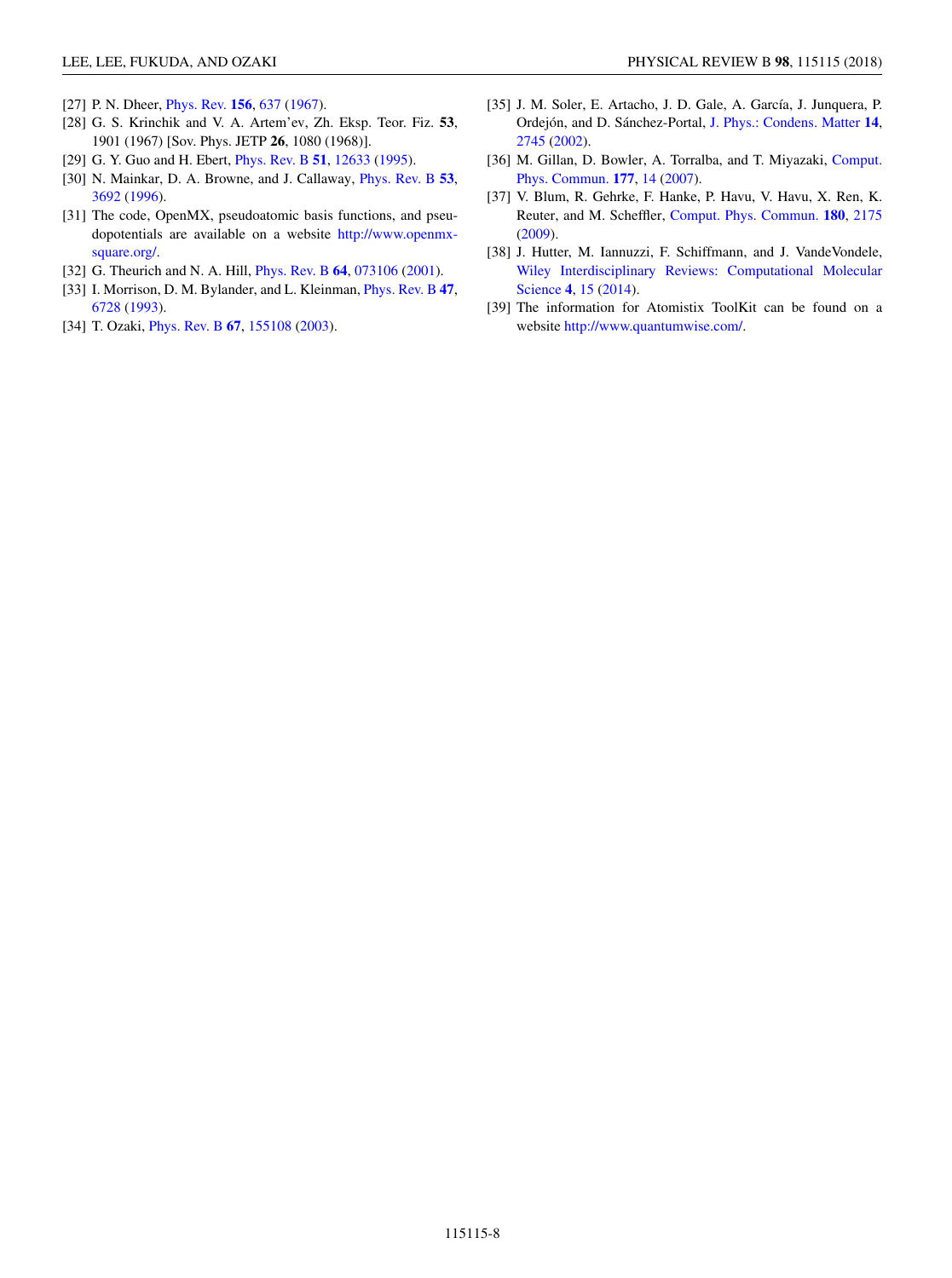[27] P. N. Dheer, Phys. Rev. **156**, 637 (1967).

[28] G. S. Krinchik and V. A. Artem'ev, Zh. Eksp. Teor. Fiz. **53**, 1901 (1967) [Sov. Phys. JETP **26**, 1080 (1968)].

[29] G. Y. Guo and H. Ebert, Phys. Rev. B **51**, 12633 (1995).

[30] N. Mainkar, D. A. Browne, and J. Callaway, Phys. Rev. B **53**, 3692 (1996).

[31] The code, OpenMX, pseudoatomic basis functions, and pseudopotentials are available on a website http://www.openmx-square.org/.

[32] G. Theurich and N. A. Hill, Phys. Rev. B **64**, 073106 (2001).

[33] I. Morrison, D. M. Bylander, and L. Kleinman, Phys. Rev. B **47**, 6728 (1993).

[34] T. Ozaki, Phys. Rev. B **67**, 155108 (2003).

[35] J. M. Soler, E. Artacho, J. D. Gale, A. García, J. Junquera, P. Ordejón, and D. Sánchez-Portal, J. Phys.: Condens. Matter **14**, 2745 (2002).

[36] M. Gillan, D. Bowler, A. Torralba, and T. Miyazaki, Comput. Phys. Commun. **177**, 14 (2007).

[37] V. Blum, R. Gehrke, F. Hanke, P. Havu, V. Havu, X. Ren, K. Reuter, and M. Scheffler, Comput. Phys. Commun. **180**, 2175 (2009).

[38] J. Hutter, M. Iannuzzi, F. Schiffmann, and J. VandeVondele, Wiley Interdisciplinary Reviews: Computational Molecular Science **4**, 15 (2014).

[39] The information for Atomistix ToolKit can be found on a website http://www.quantumwise.com/.